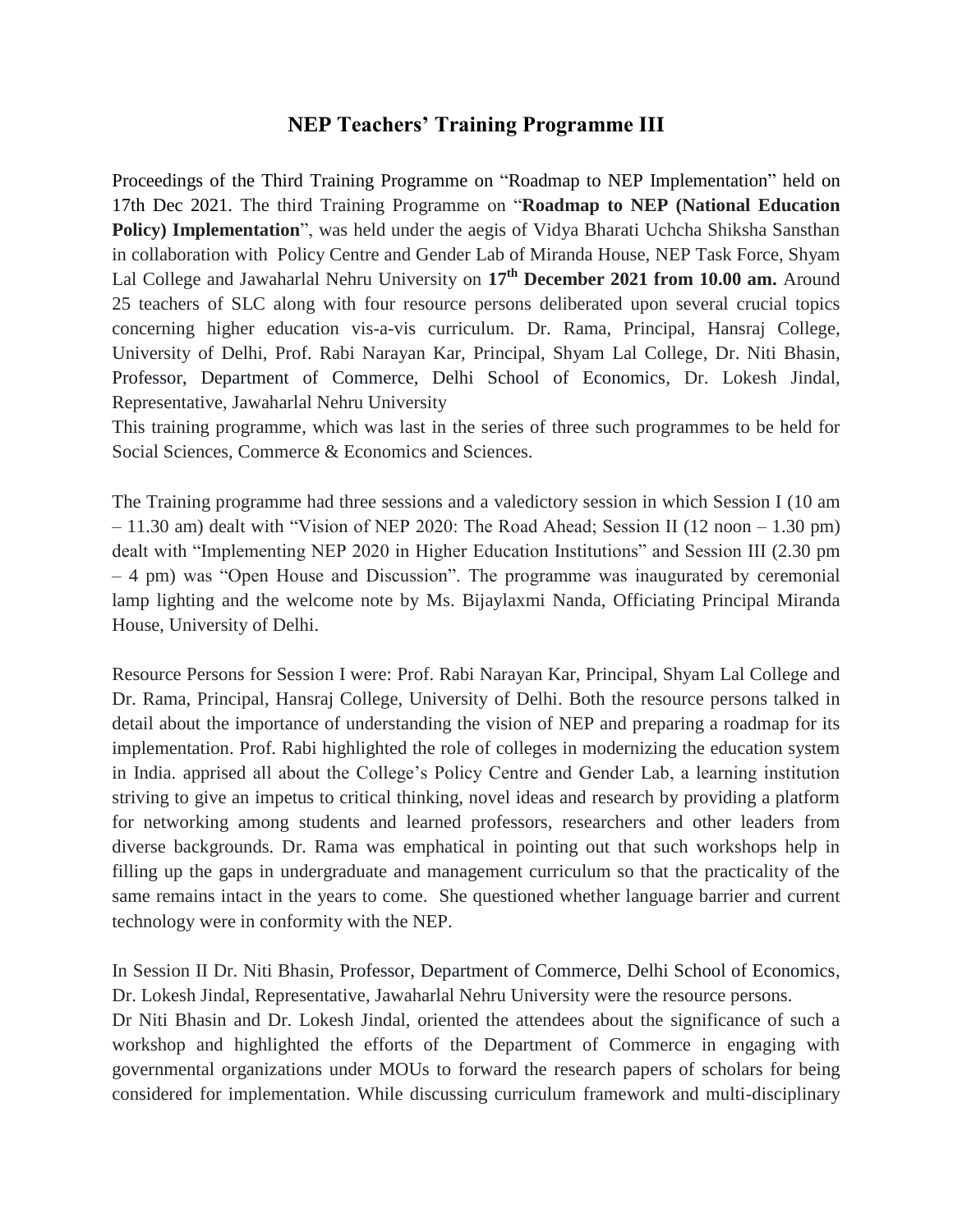# NEP Teachers' Training Programme III

Proceedings of the Third Training Programme on "Roadmap to NEP Implementation" held on 17th Dec 2021. The third Training Programme on "**Roadmap to NEP (National Education Policy) Implementation**", was held under the aegis of Vidya Bharati Uchcha Shiksha Sansthan in collaboration with Policy Centre and Gender Lab of Miranda House, NEP Task Force, Shyam Lal College and Jawaharlal Nehru University on **17th December 2021 from 10.00 am.** Around 25 teachers of SLC along with four resource persons deliberated upon several crucial topics concerning higher education vis-a-vis curriculum. Dr. Rama, Principal, Hansraj College, University of Delhi, Prof. Rabi Narayan Kar, Principal, Shyam Lal College, Dr. Niti Bhasin, Professor, Department of Commerce, Delhi School of Economics, Dr. Lokesh Jindal, Representative, Jawaharlal Nehru University

This training programme, which was last in the series of three such programmes to be held for Social Sciences, Commerce & Economics and Sciences.

The Training programme had three sessions and a valedictory session in which Session I (10 am – 11.30 am) dealt with "Vision of NEP 2020: The Road Ahead; Session II (12 noon – 1.30 pm) dealt with "Implementing NEP 2020 in Higher Education Institutions" and Session III (2.30 pm – 4 pm) was "Open House and Discussion". The programme was inaugurated by ceremonial lamp lighting and the welcome note by Ms. Bijaylaxmi Nanda, Officiating Principal Miranda House, University of Delhi.

Resource Persons for Session I were: Prof. Rabi Narayan Kar, Principal, Shyam Lal College and Dr. Rama, Principal, Hansraj College, University of Delhi. Both the resource persons talked in detail about the importance of understanding the vision of NEP and preparing a roadmap for its implementation. Prof. Rabi highlighted the role of colleges in modernizing the education system in India. apprised all about the College's Policy Centre and Gender Lab, a learning institution striving to give an impetus to critical thinking, novel ideas and research by providing a platform for networking among students and learned professors, researchers and other leaders from diverse backgrounds. Dr. Rama was emphatical in pointing out that such workshops help in filling up the gaps in undergraduate and management curriculum so that the practicality of the same remains intact in the years to come. She questioned whether language barrier and current technology were in conformity with the NEP.

In Session II Dr. Niti Bhasin, Professor, Department of Commerce, Delhi School of Economics, Dr. Lokesh Jindal, Representative, Jawaharlal Nehru University were the resource persons.

Dr Niti Bhasin and Dr. Lokesh Jindal, oriented the attendees about the significance of such a workshop and highlighted the efforts of the Department of Commerce in engaging with governmental organizations under MOUs to forward the research papers of scholars for being considered for implementation. While discussing curriculum framework and multi-disciplinary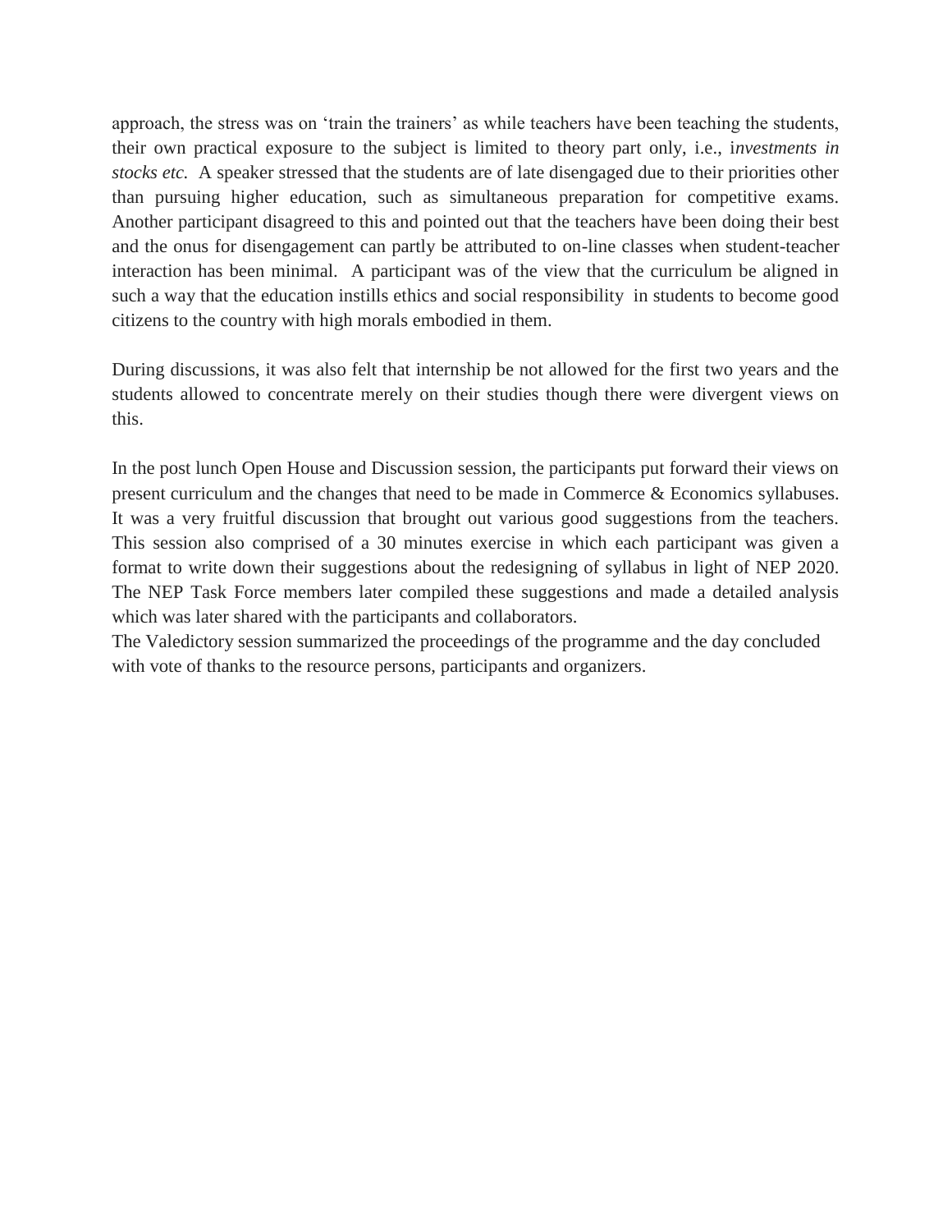approach, the stress was on 'train the trainers' as while teachers have been teaching the students, their own practical exposure to the subject is limited to theory part only, i.e., i*nvestments in stocks etc.* A speaker stressed that the students are of late disengaged due to their priorities other than pursuing higher education, such as simultaneous preparation for competitive exams. Another participant disagreed to this and pointed out that the teachers have been doing their best and the onus for disengagement can partly be attributed to on-line classes when student-teacher interaction has been minimal. A participant was of the view that the curriculum be aligned in such a way that the education instills ethics and social responsibility in students to become good citizens to the country with high morals embodied in them.

During discussions, it was also felt that internship be not allowed for the first two years and the students allowed to concentrate merely on their studies though there were divergent views on this.

In the post lunch Open House and Discussion session, the participants put forward their views on present curriculum and the changes that need to be made in Commerce & Economics syllabuses. It was a very fruitful discussion that brought out various good suggestions from the teachers. This session also comprised of a 30 minutes exercise in which each participant was given a format to write down their suggestions about the redesigning of syllabus in light of NEP 2020. The NEP Task Force members later compiled these suggestions and made a detailed analysis which was later shared with the participants and collaborators.

The Valedictory session summarized the proceedings of the programme and the day concluded with vote of thanks to the resource persons, participants and organizers.